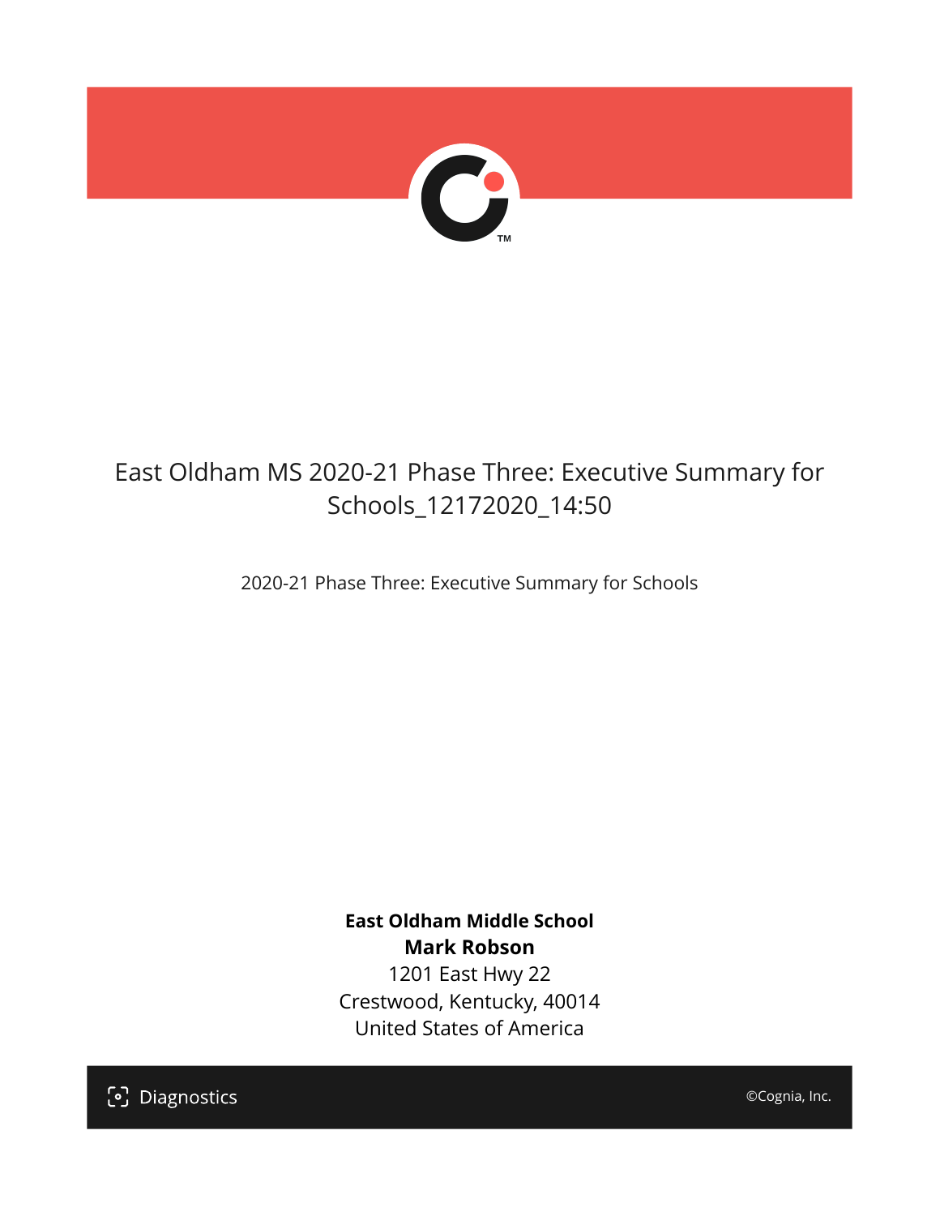# East Oldham MS 2020-21 Phase Three: Executive Summary for Schools_12172020_14:50

2020-21 Phase Three: Executive Summary for Schools

**East Oldham Middle School**
**Mark Robson**
1201 East Hwy 22
Crestwood, Kentucky, 40014
United States of America

Diagnostics

©Cognia, Inc.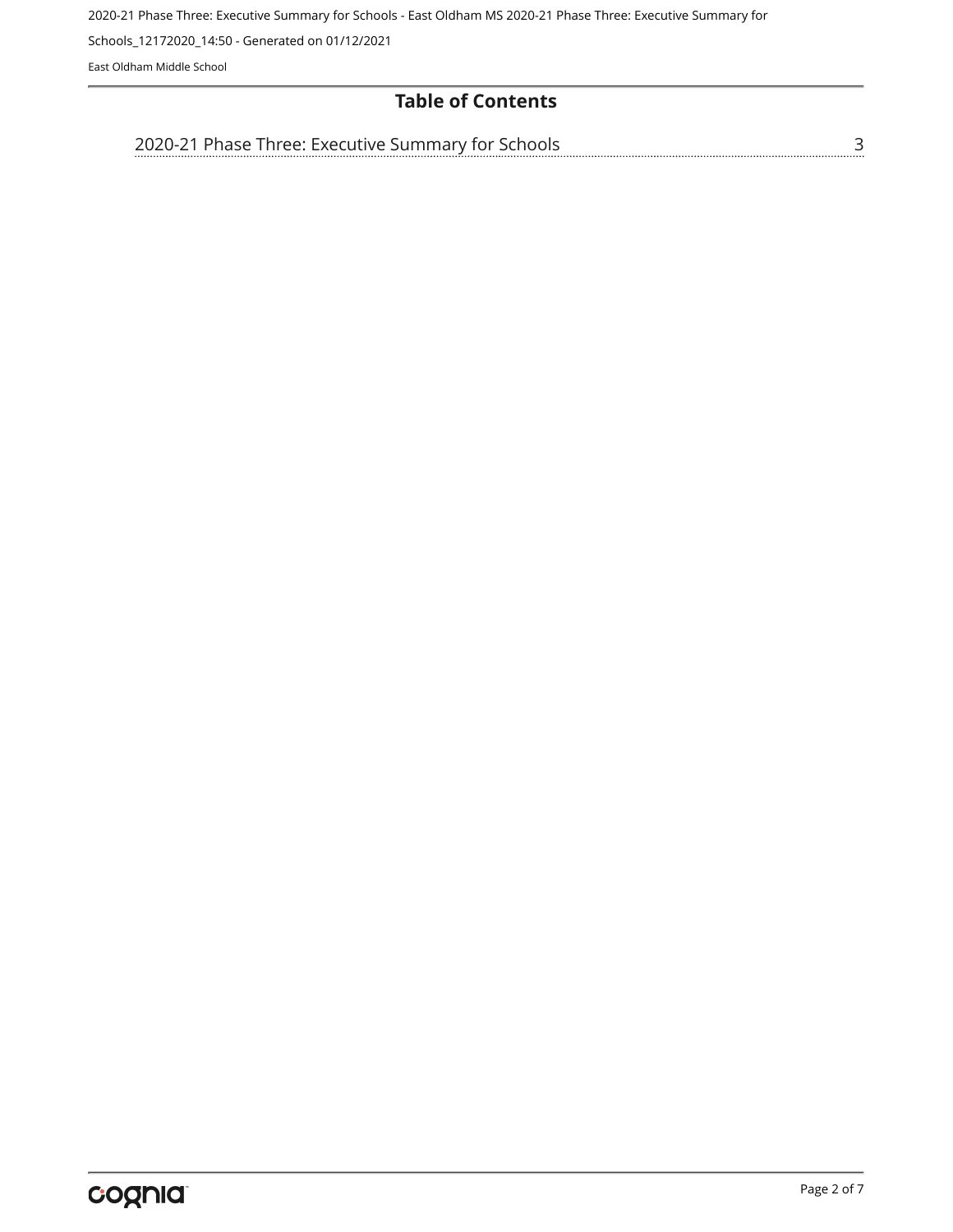## Table of Contents

2020-21 Phase Three: Executive Summary for Schools ........................................ 3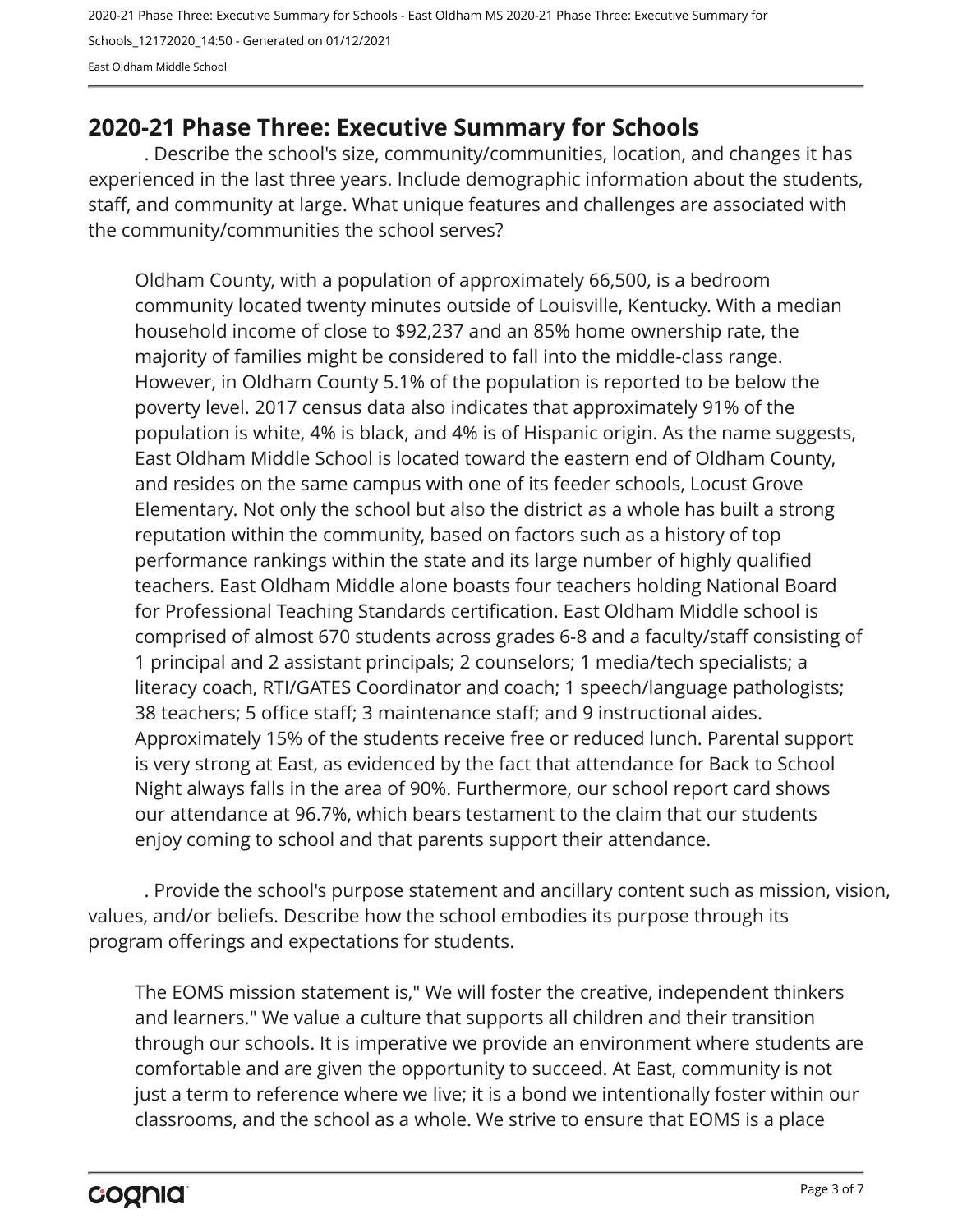## 2020-21 Phase Three: Executive Summary for Schools

. Describe the school's size, community/communities, location, and changes it has experienced in the last three years. Include demographic information about the students, staff, and community at large. What unique features and challenges are associated with the community/communities the school serves?

Oldham County, with a population of approximately 66,500, is a bedroom community located twenty minutes outside of Louisville, Kentucky. With a median household income of close to $92,237 and an 85% home ownership rate, the majority of families might be considered to fall into the middle-class range. However, in Oldham County 5.1% of the population is reported to be below the poverty level. 2017 census data also indicates that approximately 91% of the population is white, 4% is black, and 4% is of Hispanic origin. As the name suggests, East Oldham Middle School is located toward the eastern end of Oldham County, and resides on the same campus with one of its feeder schools, Locust Grove Elementary. Not only the school but also the district as a whole has built a strong reputation within the community, based on factors such as a history of top performance rankings within the state and its large number of highly qualified teachers. East Oldham Middle alone boasts four teachers holding National Board for Professional Teaching Standards certification. East Oldham Middle school is comprised of almost 670 students across grades 6-8 and a faculty/staff consisting of 1 principal and 2 assistant principals; 2 counselors; 1 media/tech specialists; a literacy coach, RTI/GATES Coordinator and coach; 1 speech/language pathologists; 38 teachers; 5 office staff; 3 maintenance staff; and 9 instructional aides. Approximately 15% of the students receive free or reduced lunch. Parental support is very strong at East, as evidenced by the fact that attendance for Back to School Night always falls in the area of 90%. Furthermore, our school report card shows our attendance at 96.7%, which bears testament to the claim that our students enjoy coming to school and that parents support their attendance.

. Provide the school's purpose statement and ancillary content such as mission, vision, values, and/or beliefs. Describe how the school embodies its purpose through its program offerings and expectations for students.

The EOMS mission statement is," We will foster the creative, independent thinkers and learners." We value a culture that supports all children and their transition through our schools. It is imperative we provide an environment where students are comfortable and are given the opportunity to succeed. At East, community is not just a term to reference where we live; it is a bond we intentionally foster within our classrooms, and the school as a whole. We strive to ensure that EOMS is a place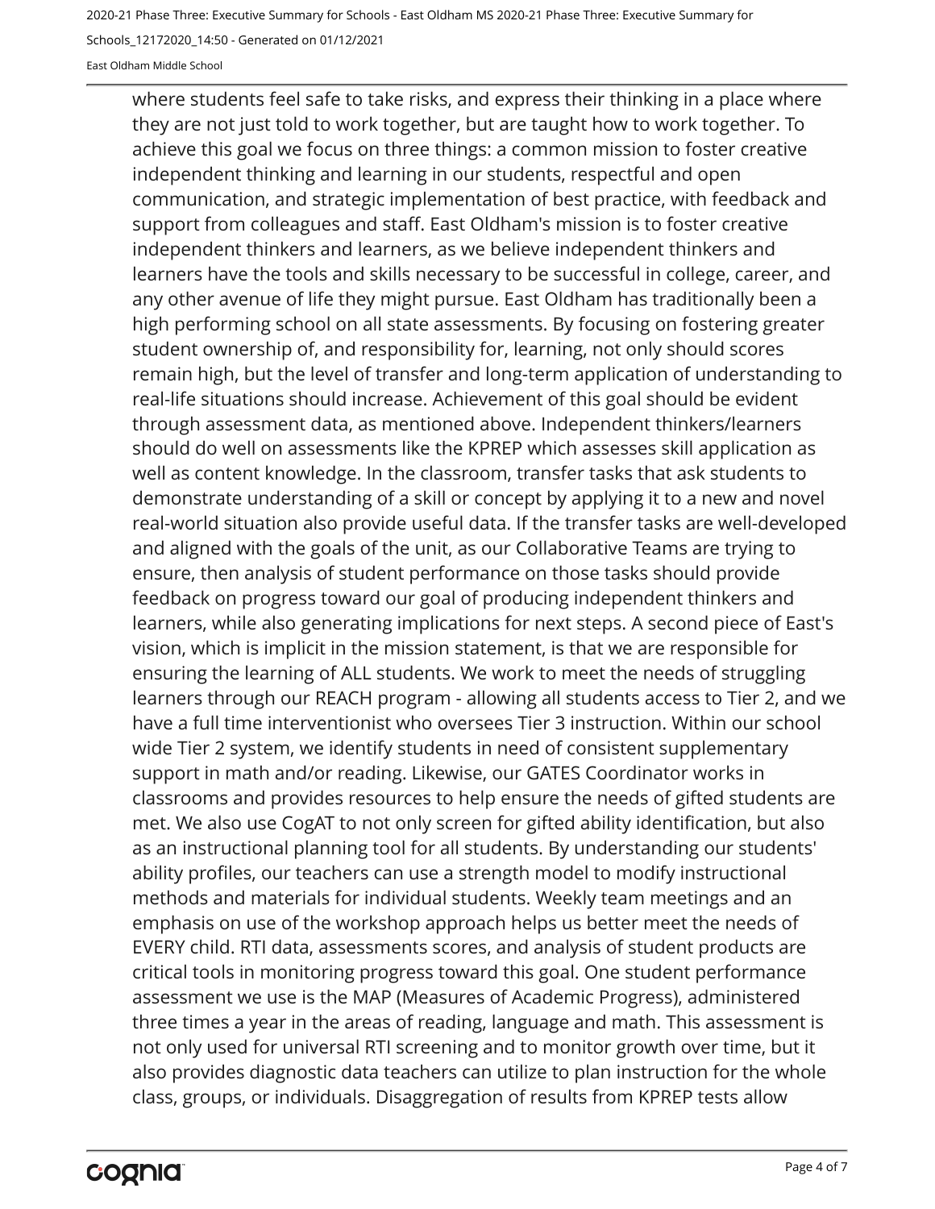where students feel safe to take risks, and express their thinking in a place where they are not just told to work together, but are taught how to work together. To achieve this goal we focus on three things: a common mission to foster creative independent thinking and learning in our students, respectful and open communication, and strategic implementation of best practice, with feedback and support from colleagues and staff. East Oldham's mission is to foster creative independent thinkers and learners, as we believe independent thinkers and learners have the tools and skills necessary to be successful in college, career, and any other avenue of life they might pursue. East Oldham has traditionally been a high performing school on all state assessments. By focusing on fostering greater student ownership of, and responsibility for, learning, not only should scores remain high, but the level of transfer and long-term application of understanding to real-life situations should increase. Achievement of this goal should be evident through assessment data, as mentioned above. Independent thinkers/learners should do well on assessments like the KPREP which assesses skill application as well as content knowledge. In the classroom, transfer tasks that ask students to demonstrate understanding of a skill or concept by applying it to a new and novel real-world situation also provide useful data. If the transfer tasks are well-developed and aligned with the goals of the unit, as our Collaborative Teams are trying to ensure, then analysis of student performance on those tasks should provide feedback on progress toward our goal of producing independent thinkers and learners, while also generating implications for next steps. A second piece of East's vision, which is implicit in the mission statement, is that we are responsible for ensuring the learning of ALL students. We work to meet the needs of struggling learners through our REACH program - allowing all students access to Tier 2, and we have a full time interventionist who oversees Tier 3 instruction. Within our school wide Tier 2 system, we identify students in need of consistent supplementary support in math and/or reading. Likewise, our GATES Coordinator works in classrooms and provides resources to help ensure the needs of gifted students are met. We also use CogAT to not only screen for gifted ability identification, but also as an instructional planning tool for all students. By understanding our students' ability profiles, our teachers can use a strength model to modify instructional methods and materials for individual students. Weekly team meetings and an emphasis on use of the workshop approach helps us better meet the needs of EVERY child. RTI data, assessments scores, and analysis of student products are critical tools in monitoring progress toward this goal. One student performance assessment we use is the MAP (Measures of Academic Progress), administered three times a year in the areas of reading, language and math. This assessment is not only used for universal RTI screening and to monitor growth over time, but it also provides diagnostic data teachers can utilize to plan instruction for the whole class, groups, or individuals. Disaggregation of results from KPREP tests allow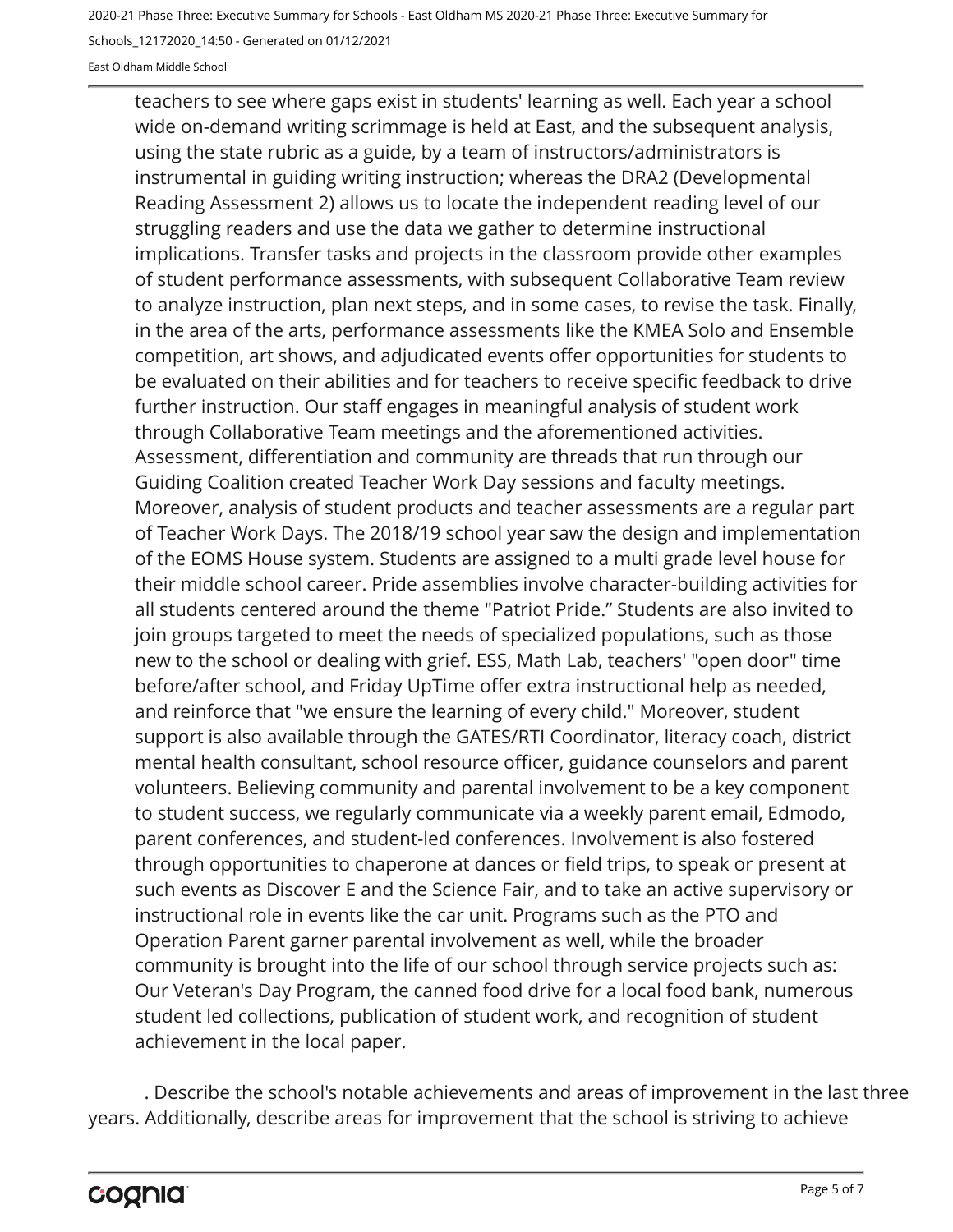teachers to see where gaps exist in students' learning as well. Each year a school wide on-demand writing scrimmage is held at East, and the subsequent analysis, using the state rubric as a guide, by a team of instructors/administrators is instrumental in guiding writing instruction; whereas the DRA2 (Developmental Reading Assessment 2) allows us to locate the independent reading level of our struggling readers and use the data we gather to determine instructional implications. Transfer tasks and projects in the classroom provide other examples of student performance assessments, with subsequent Collaborative Team review to analyze instruction, plan next steps, and in some cases, to revise the task. Finally, in the area of the arts, performance assessments like the KMEA Solo and Ensemble competition, art shows, and adjudicated events offer opportunities for students to be evaluated on their abilities and for teachers to receive specific feedback to drive further instruction. Our staff engages in meaningful analysis of student work through Collaborative Team meetings and the aforementioned activities. Assessment, differentiation and community are threads that run through our Guiding Coalition created Teacher Work Day sessions and faculty meetings. Moreover, analysis of student products and teacher assessments are a regular part of Teacher Work Days. The 2018/19 school year saw the design and implementation of the EOMS House system. Students are assigned to a multi grade level house for their middle school career. Pride assemblies involve character-building activities for all students centered around the theme "Patriot Pride." Students are also invited to join groups targeted to meet the needs of specialized populations, such as those new to the school or dealing with grief. ESS, Math Lab, teachers' "open door" time before/after school, and Friday UpTime offer extra instructional help as needed, and reinforce that "we ensure the learning of every child." Moreover, student support is also available through the GATES/RTI Coordinator, literacy coach, district mental health consultant, school resource officer, guidance counselors and parent volunteers. Believing community and parental involvement to be a key component to student success, we regularly communicate via a weekly parent email, Edmodo, parent conferences, and student-led conferences. Involvement is also fostered through opportunities to chaperone at dances or field trips, to speak or present at such events as Discover E and the Science Fair, and to take an active supervisory or instructional role in events like the car unit. Programs such as the PTO and Operation Parent garner parental involvement as well, while the broader community is brought into the life of our school through service projects such as: Our Veteran's Day Program, the canned food drive for a local food bank, numerous student led collections, publication of student work, and recognition of student achievement in the local paper.

. Describe the school's notable achievements and areas of improvement in the last three years. Additionally, describe areas for improvement that the school is striving to achieve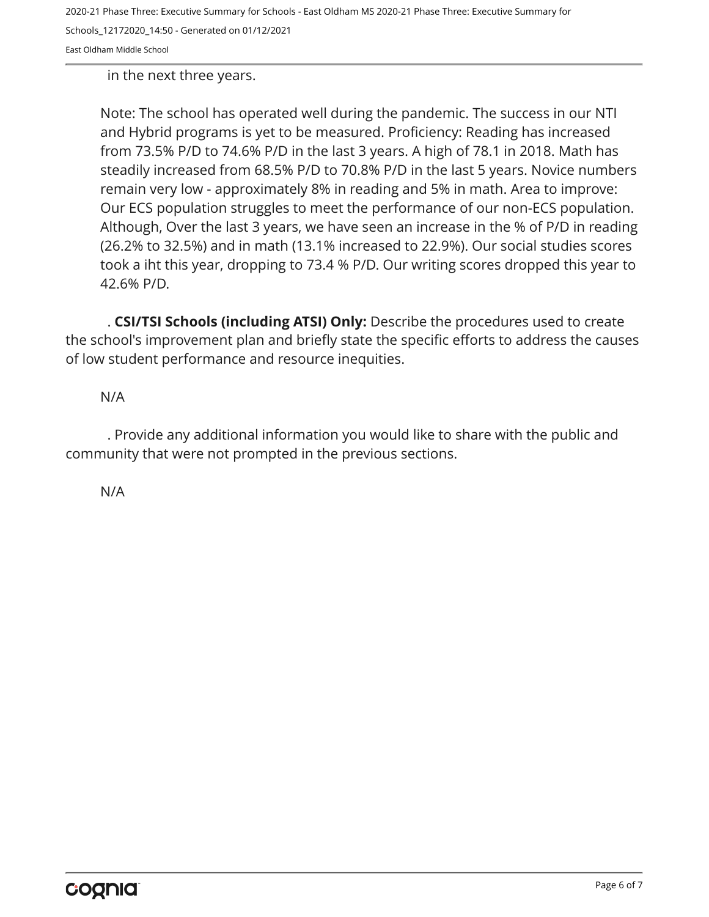in the next three years.

Note: The school has operated well during the pandemic. The success in our NTI and Hybrid programs is yet to be measured. Proficiency: Reading has increased from 73.5% P/D to 74.6% P/D in the last 3 years. A high of 78.1 in 2018. Math has steadily increased from 68.5% P/D to 70.8% P/D in the last 5 years. Novice numbers remain very low - approximately 8% in reading and 5% in math. Area to improve: Our ECS population struggles to meet the performance of our non-ECS population. Although, Over the last 3 years, we have seen an increase in the % of P/D in reading (26.2% to 32.5%) and in math (13.1% increased to 22.9%). Our social studies scores took a iht this year, dropping to 73.4 % P/D. Our writing scores dropped this year to 42.6% P/D.

. **CSI/TSI Schools (including ATSI) Only:** Describe the procedures used to create the school's improvement plan and briefly state the specific efforts to address the causes of low student performance and resource inequities.

N/A

. Provide any additional information you would like to share with the public and community that were not prompted in the previous sections.

N/A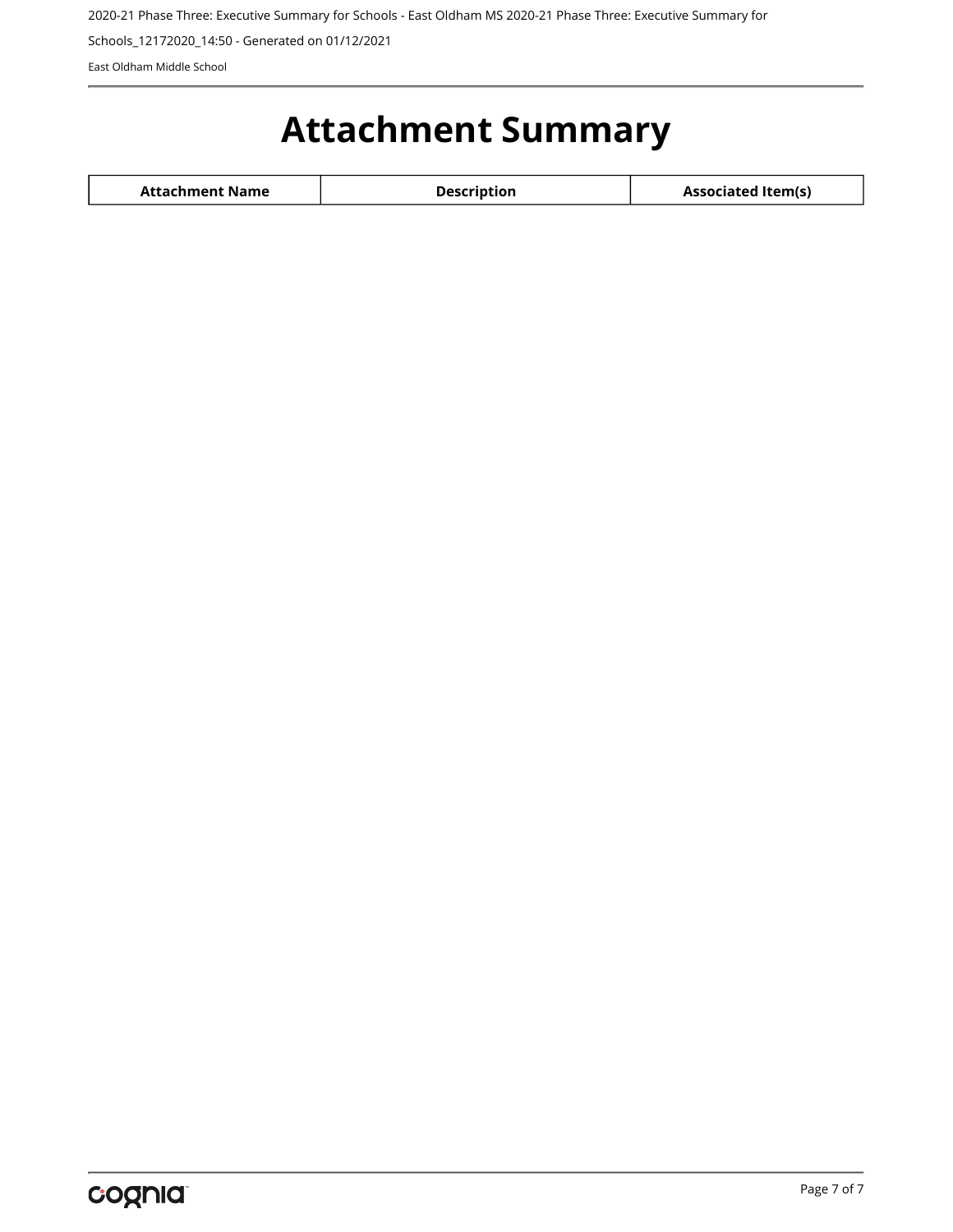# Attachment Summary

| Attachment Name | Description | Associated Item(s) |
|---|---|---|